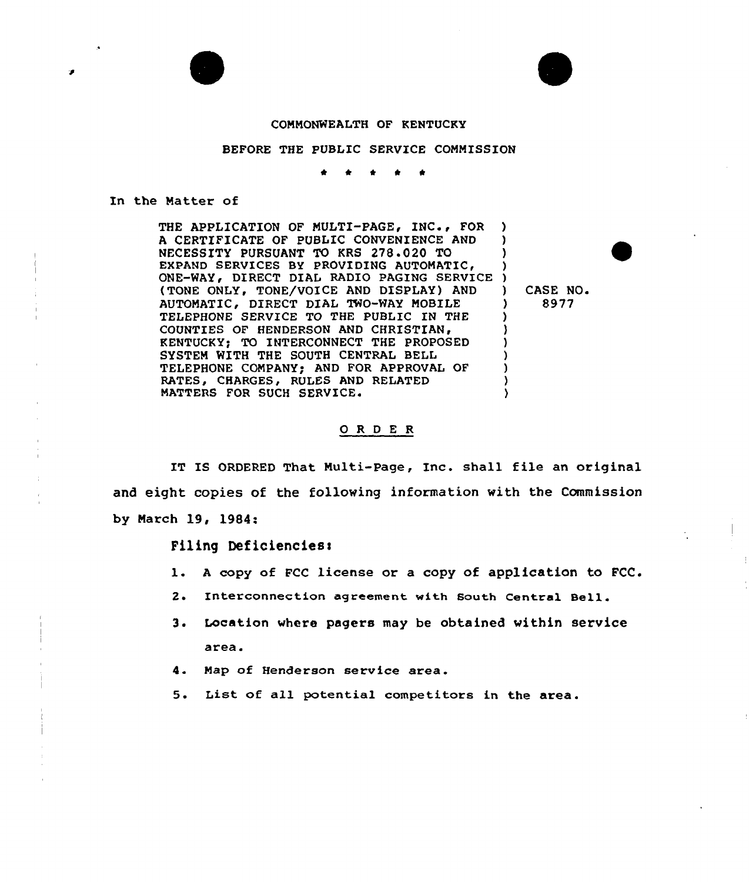COMMONWEALTH OF KENTUCKY

BEFORE THE PUBLIC SERVICE COMMISSION

\* \* \* \* \*

In the Matter of

| | |
|---|---|
| THE APPLICATION OF MULTI-PAGE, INC., FOR A CERTIFICATE OF PUBLIC CONVENIENCE AND NECESSITY PURSUANT TO KRS 278.020 TO EXPAND SERVICES BY PROVIDING AUTOMATIC, ONE-WAY, DIRECT DIAL RADIO PAGING SERVICE (TONE ONLY, TONE/VOICE AND DISPLAY) AND AUTOMATIC, DIRECT DIAL TWO-WAY MOBILE TELEPHONE SERVICE TO THE PUBLIC IN THE COUNTIES OF HENDERSON AND CHRISTIAN, KENTUCKY; TO INTERCONNECT THE PROPOSED SYSTEM WITH THE SOUTH CENTRAL BELL TELEPHONE COMPANY; AND FOR APPROVAL OF RATES, CHARGES, RULES AND RELATED MATTERS FOR SUCH SERVICE. | CASE NO. 8977 |

## O R D E R

IT IS ORDERED That Multi-Page, Inc. shall file an original and eight copies of the following information with the Commission by March 19, 1984:

Filing Deficiencies:

1. A copy of FCC license or a copy of application to FCC.
2. Interconnection agreement with South Central Bell.
3. Location where pagers may be obtained within service area.
4. Map of Henderson service area.
5. List of all potential competitors in the area.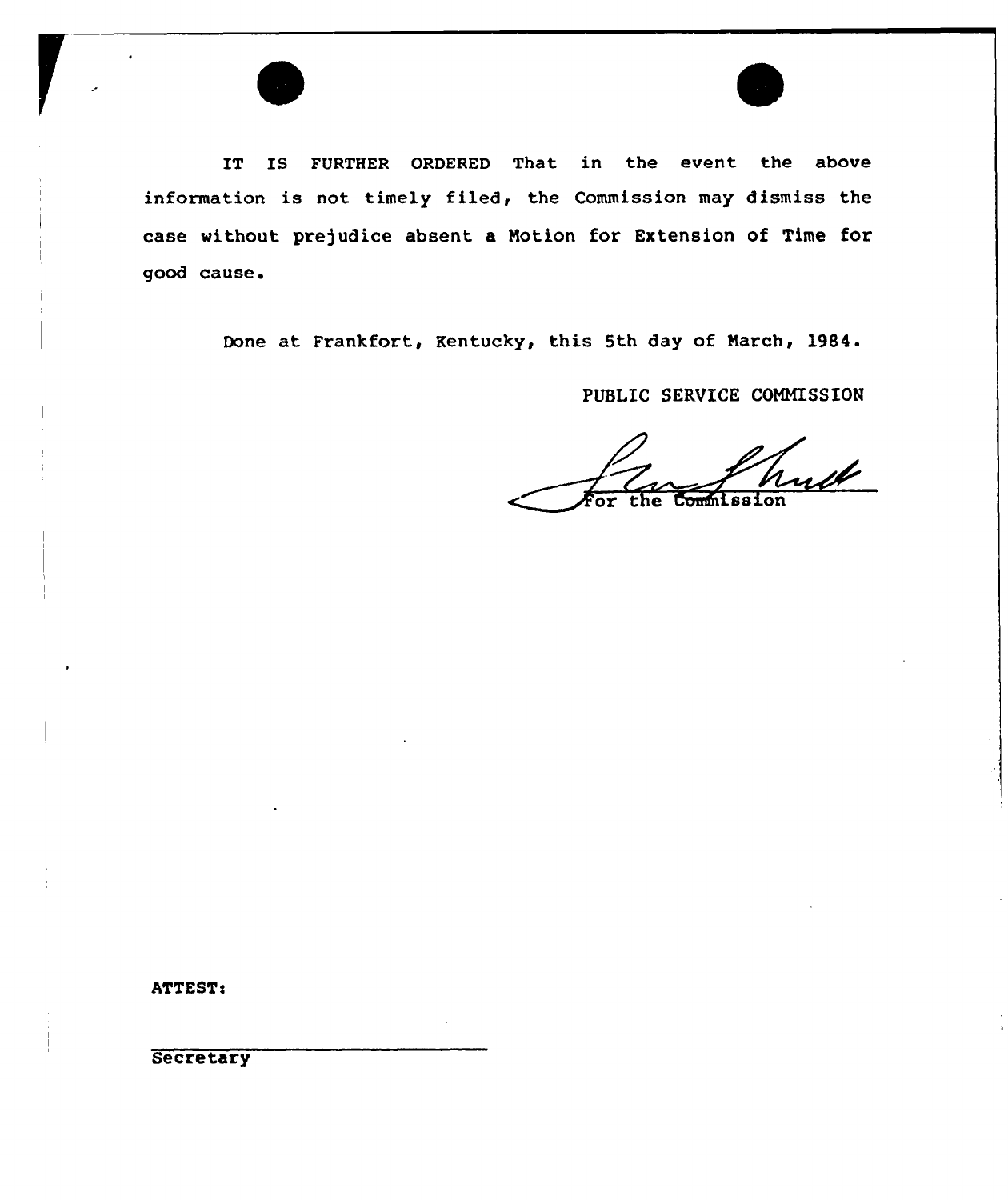IT IS FURTHER ORDERED That in the event the above information is not timely filed, the Commission may dismiss the case without prejudice absent a Motion for Extension of Time for good cause.

Done at Frankfort, Kentucky, this 5th day of March, 1984.

PUBLIC SERVICE COMMISSION

For the Commission

ATTEST:

Secretary